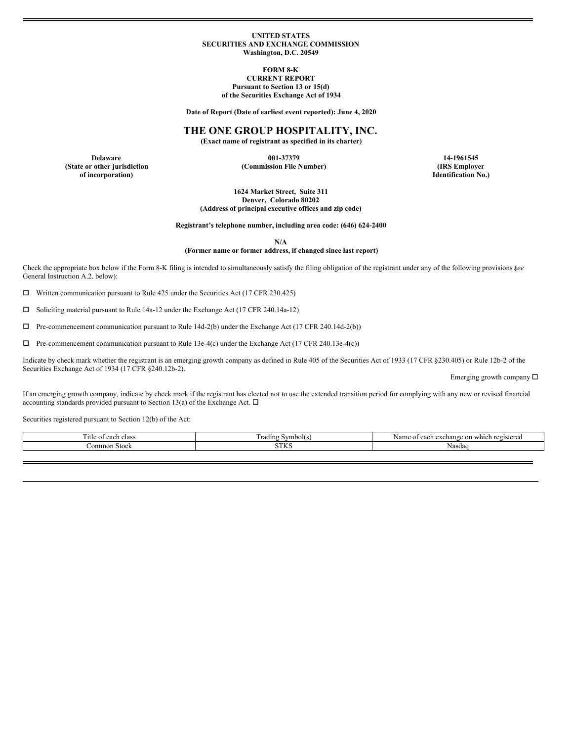**UNITED STATES**
**SECURITIES AND EXCHANGE COMMISSION**
**Washington, D.C. 20549**

**FORM 8-K**
**CURRENT REPORT**
**Pursuant to Section 13 or 15(d)**
**of the Securities Exchange Act of 1934**

**Date of Report (Date of earliest event reported): June 4, 2020**

# THE ONE GROUP HOSPITALITY, INC.

**(Exact name of registrant as specified in its charter)**

| **Delaware** | **001-37379** | **14-1961545** |
|---|---|---|
| **(State or other jurisdiction of incorporation)** | **(Commission File Number)** | **(IRS Employer Identification No.)** |

**1624 Market Street, Suite 311**
**Denver, Colorado 80202**
**(Address of principal executive offices and zip code)**

**Registrant's telephone number, including area code: (646) 624-2400**

**N/A**
**(Former name or former address, if changed since last report)**

Check the appropriate box below if the Form 8-K filing is intended to simultaneously satisfy the filing obligation of the registrant under any of the following provisions (*see* General Instruction A.2. below):

☐ Written communication pursuant to Rule 425 under the Securities Act (17 CFR 230.425)

☐ Soliciting material pursuant to Rule 14a-12 under the Exchange Act (17 CFR 240.14a-12)

☐ Pre-commencement communication pursuant to Rule 14d-2(b) under the Exchange Act (17 CFR 240.14d-2(b))

☐ Pre-commencement communication pursuant to Rule 13e-4(c) under the Exchange Act (17 CFR 240.13e-4(c))

Indicate by check mark whether the registrant is an emerging growth company as defined in Rule 405 of the Securities Act of 1933 (17 CFR §230.405) or Rule 12b-2 of the Securities Exchange Act of 1934 (17 CFR §240.12b-2).

Emerging growth company ☐

If an emerging growth company, indicate by check mark if the registrant has elected not to use the extended transition period for complying with any new or revised financial accounting standards provided pursuant to Section 13(a) of the Exchange Act. ☐

Securities registered pursuant to Section 12(b) of the Act:

| Title of each class | Trading Symbol(s) | Name of each exchange on which registered |
|---|---|---|
| Common Stock | STKS | Nasdaq |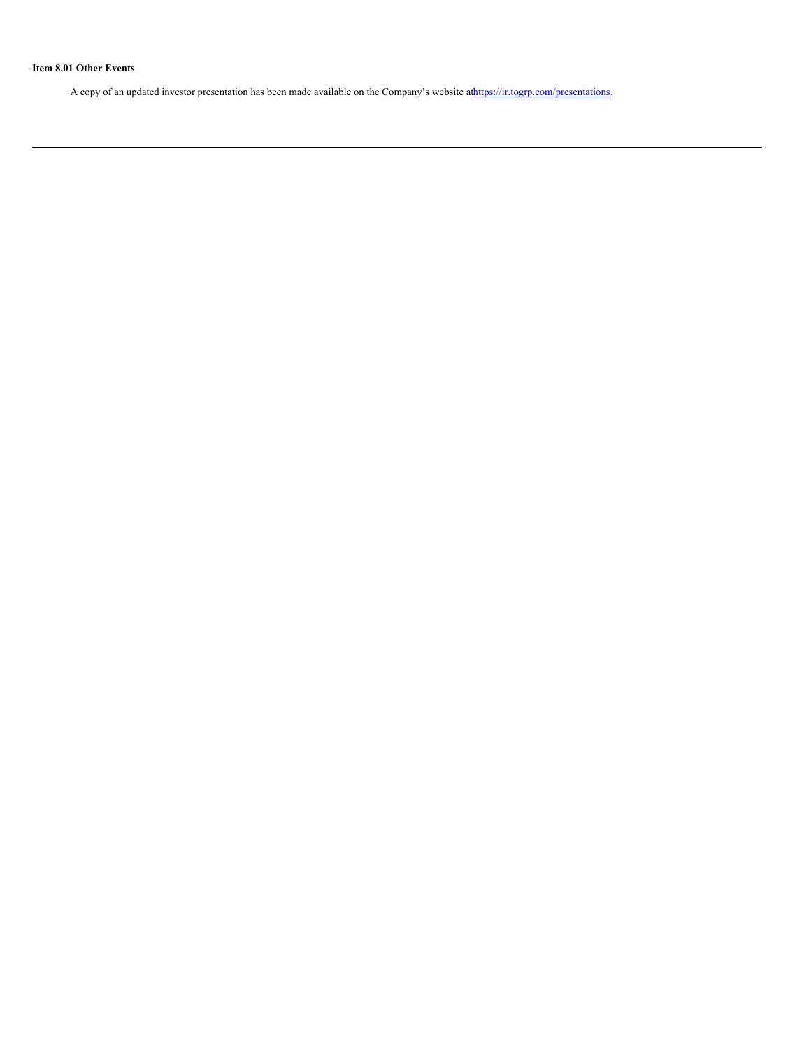**Item 8.01 Other Events**

A copy of an updated investor presentation has been made available on the Company's website at https://ir.togrp.com/presentations.

---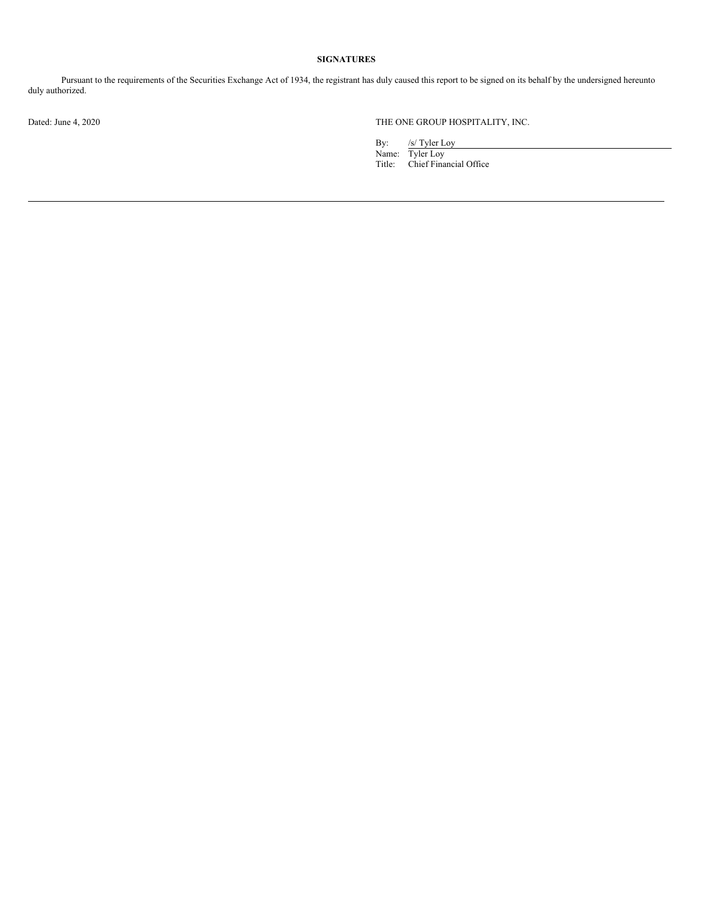**SIGNATURES**

Pursuant to the requirements of the Securities Exchange Act of 1934, the registrant has duly caused this report to be signed on its behalf by the undersigned hereunto duly authorized.

Dated: June 4, 2020

THE ONE GROUP HOSPITALITY, INC.

By: /s/ Tyler Loy
Name: Tyler Loy
Title: Chief Financial Office